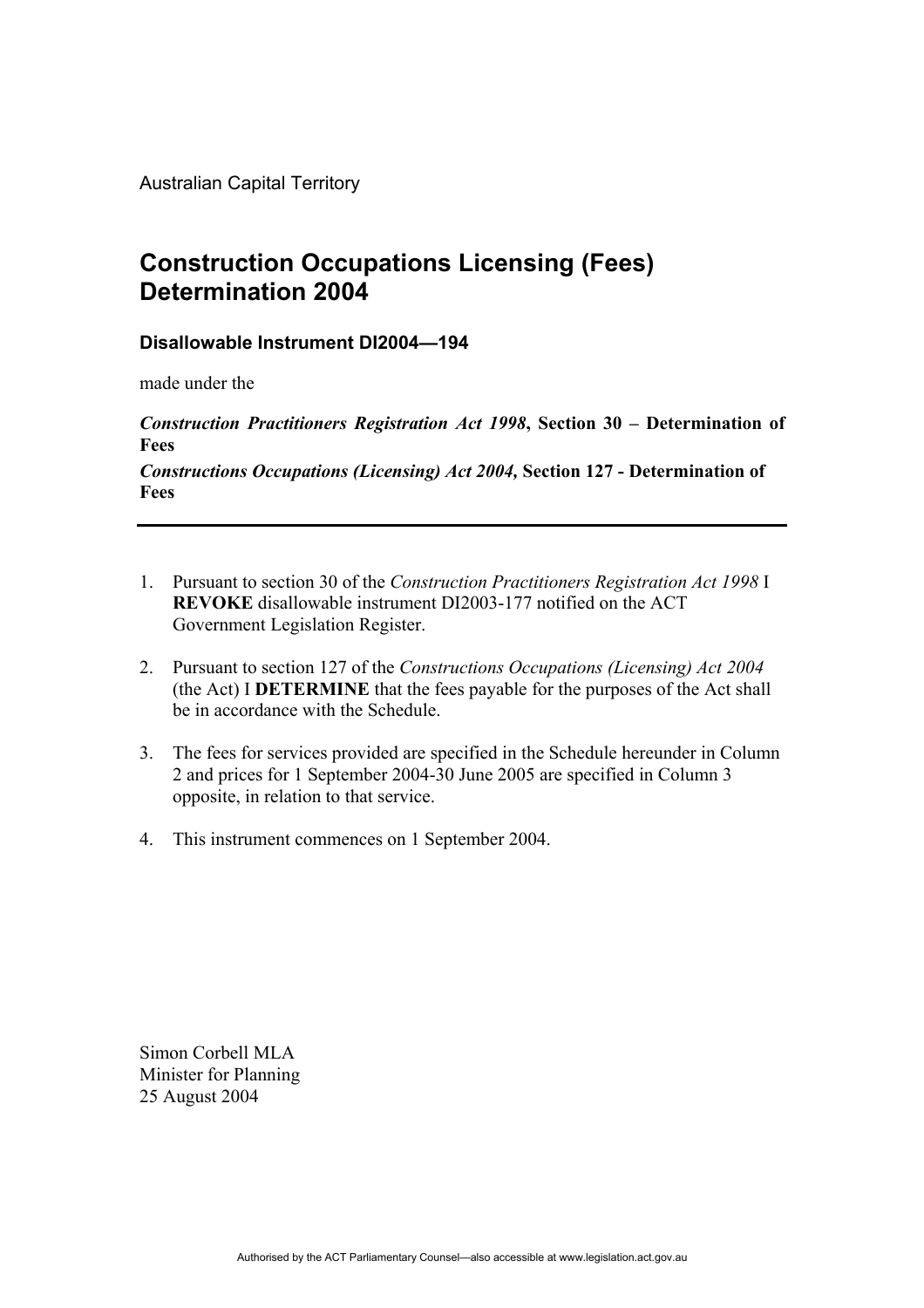Australian Capital Territory

# Construction Occupations Licensing (Fees) Determination 2004

### Disallowable Instrument DI2004—194

made under the

***Construction Practitioners Registration Act 1998*, Section 30 – Determination of Fees**

***Constructions Occupations (Licensing) Act 2004,* Section 127 - Determination of Fees**

---

1. Pursuant to section 30 of the *Construction Practitioners Registration Act 1998* I **REVOKE** disallowable instrument DI2003-177 notified on the ACT Government Legislation Register.

2. Pursuant to section 127 of the *Constructions Occupations (Licensing) Act 2004* (the Act) I **DETERMINE** that the fees payable for the purposes of the Act shall be in accordance with the Schedule.

3. The fees for services provided are specified in the Schedule hereunder in Column 2 and prices for 1 September 2004-30 June 2005 are specified in Column 3 opposite, in relation to that service.

4. This instrument commences on 1 September 2004.

Simon Corbell MLA
Minister for Planning
25 August 2004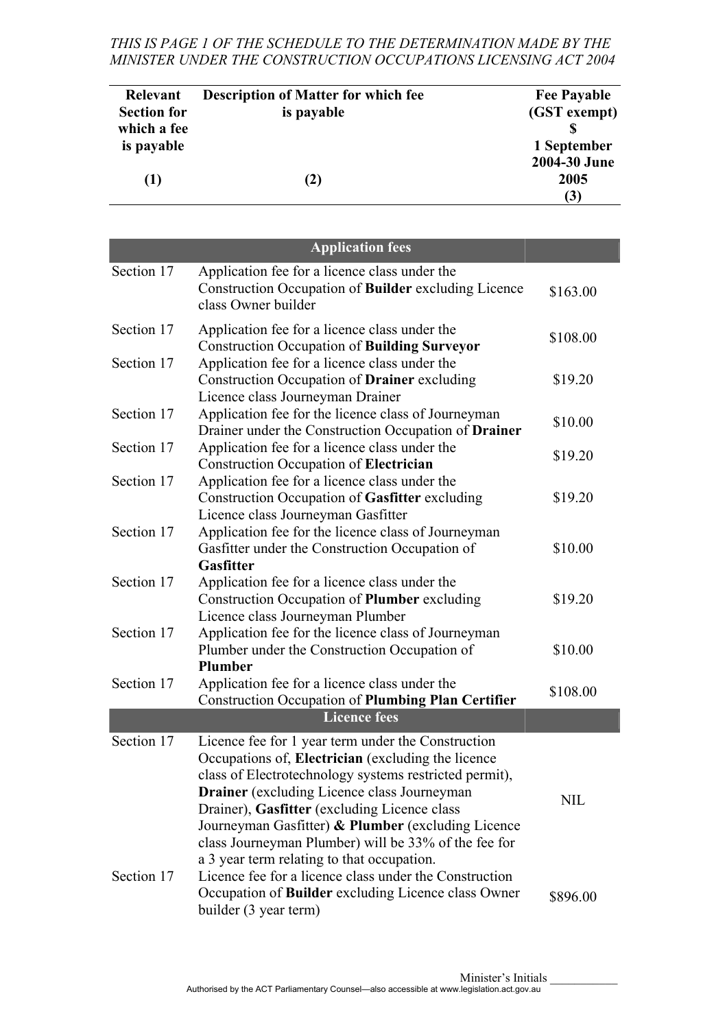*THIS IS PAGE 1 OF THE SCHEDULE TO THE DETERMINATION MADE BY THE MINISTER UNDER THE CONSTRUCTION OCCUPATIONS LICENSING ACT 2004*

| Relevant Section for which a fee is payable (1) | Description of Matter for which fee is payable (2) | Fee Payable (GST exempt) $ 1 September 2004-30 June 2005 (3) |
|---|---|---|
| | **Application fees** | |
| Section 17 | Application fee for a licence class under the Construction Occupation of **Builder** excluding Licence class Owner builder | $163.00 |
| Section 17 | Application fee for a licence class under the Construction Occupation of **Building Surveyor** | $108.00 |
| Section 17 | Application fee for a licence class under the Construction Occupation of **Drainer** excluding Licence class Journeyman Drainer | $19.20 |
| Section 17 | Application fee for the licence class of Journeyman Drainer under the Construction Occupation of **Drainer** | $10.00 |
| Section 17 | Application fee for a licence class under the Construction Occupation of **Electrician** | $19.20 |
| Section 17 | Application fee for a licence class under the Construction Occupation of **Gasfitter** excluding Licence class Journeyman Gasfitter | $19.20 |
| Section 17 | Application fee for the licence class of Journeyman Gasfitter under the Construction Occupation of **Gasfitter** | $10.00 |
| Section 17 | Application fee for a licence class under the Construction Occupation of **Plumber** excluding Licence class Journeyman Plumber | $19.20 |
| Section 17 | Application fee for the licence class of Journeyman Plumber under the Construction Occupation of **Plumber** | $10.00 |
| Section 17 | Application fee for a licence class under the Construction Occupation of **Plumbing Plan Certifier** | $108.00 |
| | **Licence fees** | |
| Section 17 | Licence fee for 1 year term under the Construction Occupations of, **Electrician** (excluding the licence class of Electrotechnology systems restricted permit), **Drainer** (excluding Licence class Journeyman Drainer), **Gasfitter** (excluding Licence class Journeyman Gasfitter) **& Plumber** (excluding Licence class Journeyman Plumber) will be 33% of the fee for a 3 year term relating to that occupation. | NIL |
| Section 17 | Licence fee for a licence class under the Construction Occupation of **Builder** excluding Licence class Owner builder (3 year term) | $896.00 |

Minister's Initials ___________

Authorised by the ACT Parliamentary Counsel—also accessible at www.legislation.act.gov.au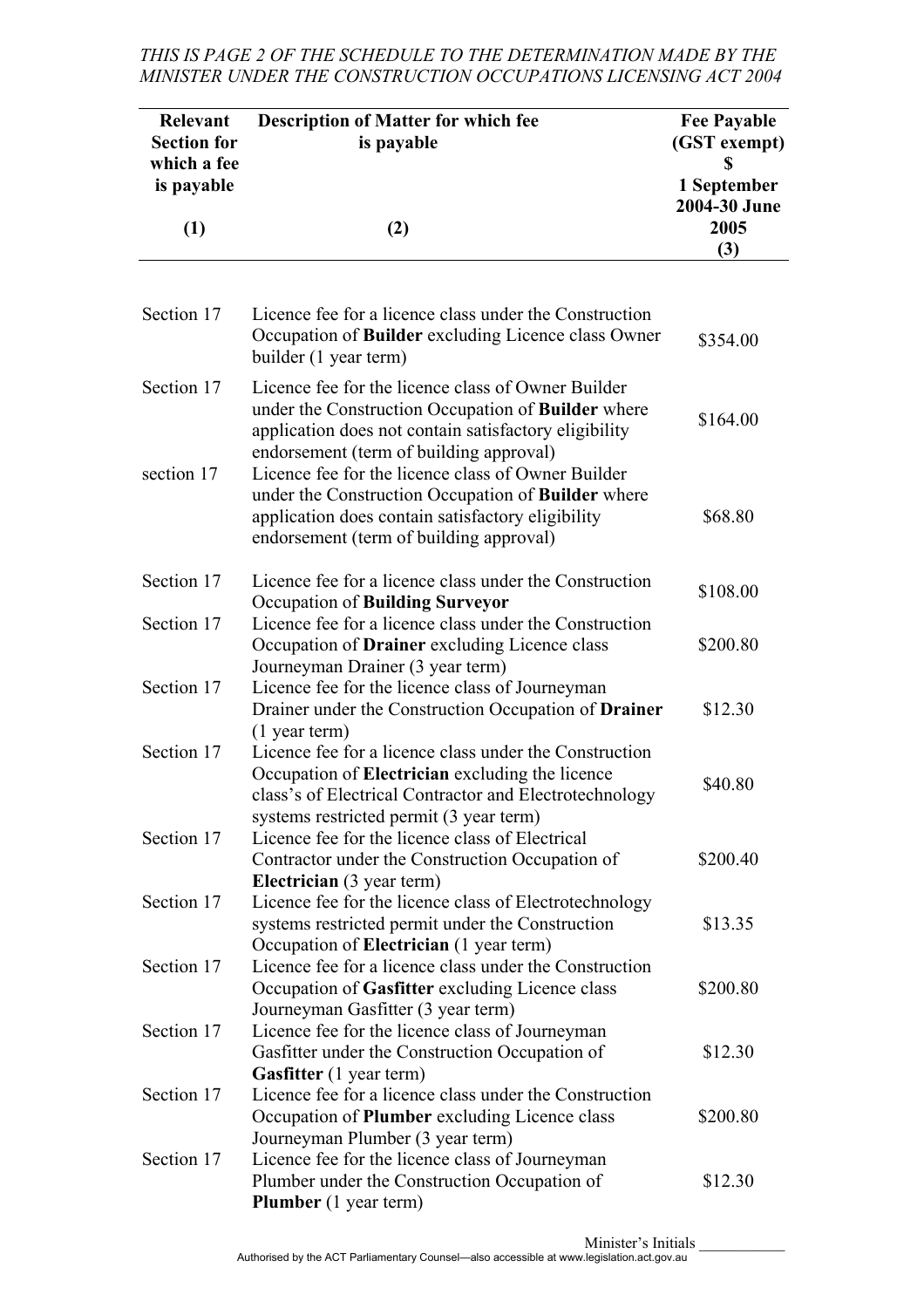*THIS IS PAGE 2 OF THE SCHEDULE TO THE DETERMINATION MADE BY THE MINISTER UNDER THE CONSTRUCTION OCCUPATIONS LICENSING ACT 2004*

| Relevant Section for which a fee is payable (1) | Description of Matter for which fee is payable (2) | Fee Payable (GST exempt) $ 1 September 2004-30 June 2005 (3) |
|---|---|---|
| Section 17 | Licence fee for a licence class under the Construction Occupation of **Builder** excluding Licence class Owner builder (1 year term) | $354.00 |
| Section 17 | Licence fee for the licence class of Owner Builder under the Construction Occupation of **Builder** where application does not contain satisfactory eligibility endorsement (term of building approval) | $164.00 |
| section 17 | Licence fee for the licence class of Owner Builder under the Construction Occupation of **Builder** where application does contain satisfactory eligibility endorsement (term of building approval) | $68.80 |
| Section 17 | Licence fee for a licence class under the Construction Occupation of **Building Surveyor** | $108.00 |
| Section 17 | Licence fee for a licence class under the Construction Occupation of **Drainer** excluding Licence class Journeyman Drainer (3 year term) | $200.80 |
| Section 17 | Licence fee for the licence class of Journeyman Drainer under the Construction Occupation of **Drainer** (1 year term) | $12.30 |
| Section 17 | Licence fee for a licence class under the Construction Occupation of **Electrician** excluding the licence class's of Electrical Contractor and Electrotechnology systems restricted permit (3 year term) | $40.80 |
| Section 17 | Licence fee for the licence class of Electrical Contractor under the Construction Occupation of **Electrician** (3 year term) | $200.40 |
| Section 17 | Licence fee for the licence class of Electrotechnology systems restricted permit under the Construction Occupation of **Electrician** (1 year term) | $13.35 |
| Section 17 | Licence fee for a licence class under the Construction Occupation of **Gasfitter** excluding Licence class Journeyman Gasfitter (3 year term) | $200.80 |
| Section 17 | Licence fee for the licence class of Journeyman Gasfitter under the Construction Occupation of **Gasfitter** (1 year term) | $12.30 |
| Section 17 | Licence fee for a licence class under the Construction Occupation of **Plumber** excluding Licence class Journeyman Plumber (3 year term) | $200.80 |
| Section 17 | Licence fee for the licence class of Journeyman Plumber under the Construction Occupation of **Plumber** (1 year term) | $12.30 |

Minister's Initials ___________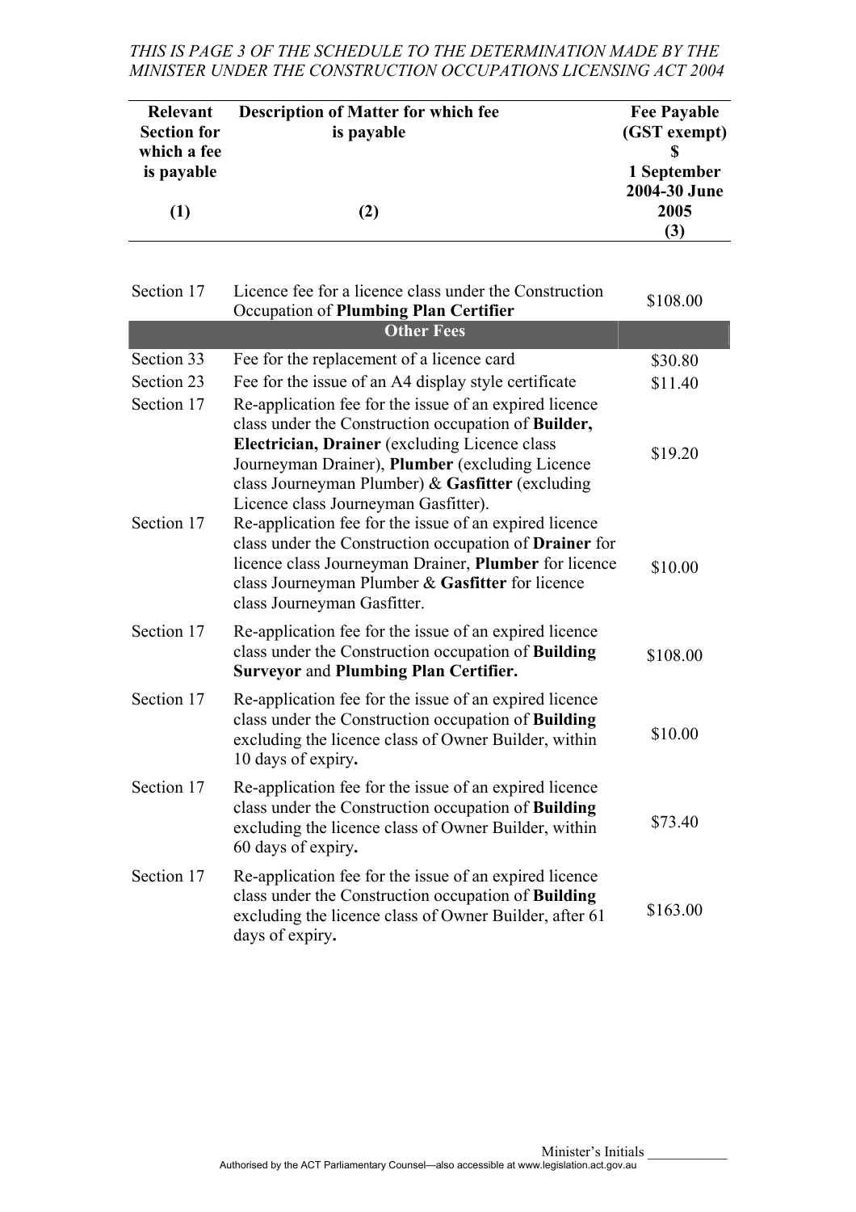*THIS IS PAGE 3 OF THE SCHEDULE TO THE DETERMINATION MADE BY THE MINISTER UNDER THE CONSTRUCTION OCCUPATIONS LICENSING ACT 2004*

| Relevant Section for which a fee is payable (1) | Description of Matter for which fee is payable (2) | Fee Payable (GST exempt) $ 1 September 2004-30 June 2005 (3) |
|---|---|---|
| Section 17 | Licence fee for a licence class under the Construction Occupation of **Plumbing Plan Certifier** | $108.00 |
| | **Other Fees** | |
| Section 33 | Fee for the replacement of a licence card | $30.80 |
| Section 23 | Fee for the issue of an A4 display style certificate | $11.40 |
| Section 17 | Re-application fee for the issue of an expired licence class under the Construction occupation of **Builder, Electrician, Drainer** (excluding Licence class Journeyman Drainer), **Plumber** (excluding Licence class Journeyman Plumber) & **Gasfitter** (excluding Licence class Journeyman Gasfitter). | $19.20 |
| Section 17 | Re-application fee for the issue of an expired licence class under the Construction occupation of **Drainer** for licence class Journeyman Drainer, **Plumber** for licence class Journeyman Plumber & **Gasfitter** for licence class Journeyman Gasfitter. | $10.00 |
| Section 17 | Re-application fee for the issue of an expired licence class under the Construction occupation of **Building Surveyor** and **Plumbing Plan Certifier.** | $108.00 |
| Section 17 | Re-application fee for the issue of an expired licence class under the Construction occupation of **Building** excluding the licence class of Owner Builder, within 10 days of expiry**.** | $10.00 |
| Section 17 | Re-application fee for the issue of an expired licence class under the Construction occupation of **Building** excluding the licence class of Owner Builder, within 60 days of expiry**.** | $73.40 |
| Section 17 | Re-application fee for the issue of an expired licence class under the Construction occupation of **Building** excluding the licence class of Owner Builder, after 61 days of expiry**.** | $163.00 |

Minister's Initials ___________